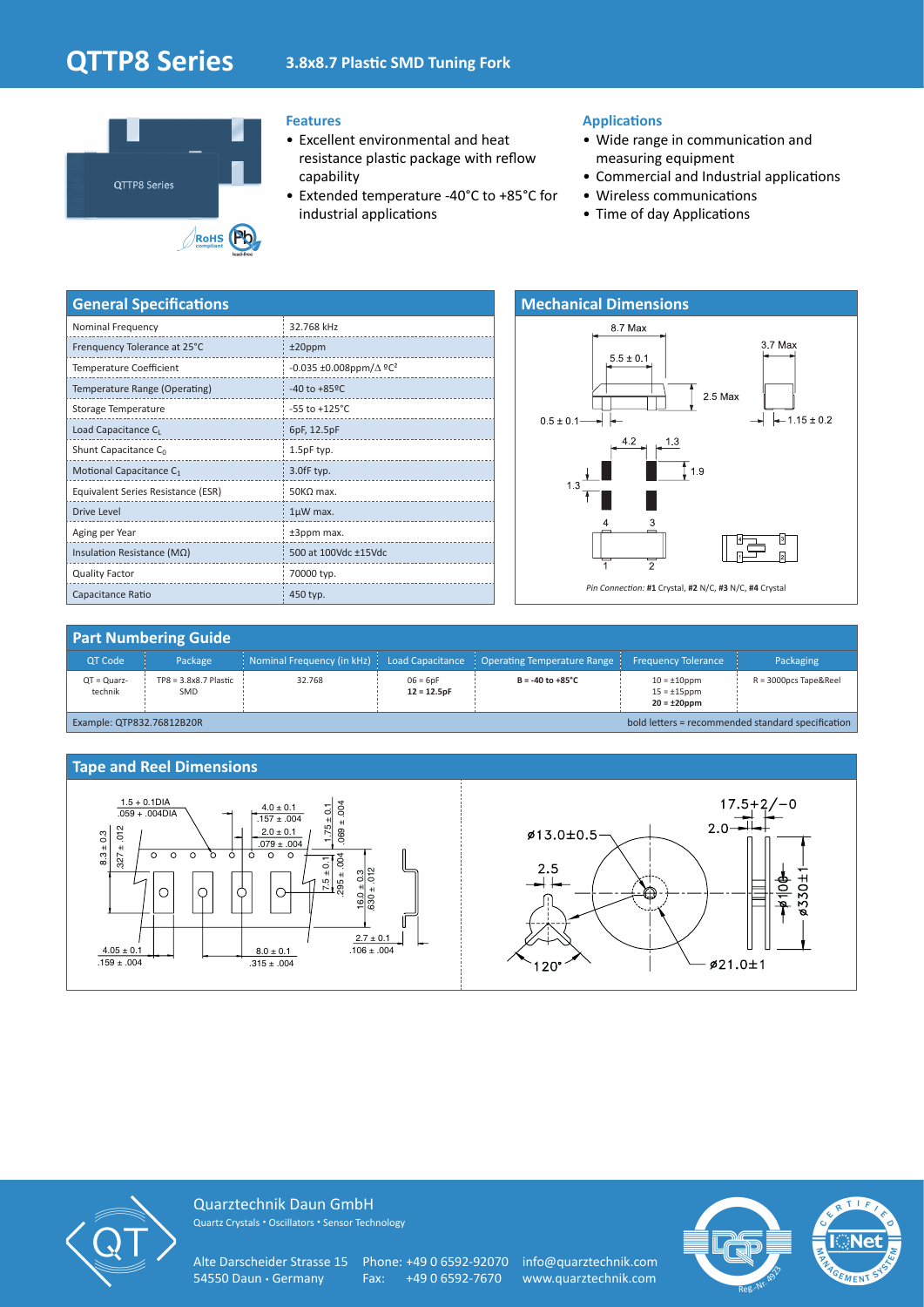# QTTP8 Series

## 3.8x8.7 Plastic SMD Tuning Fork

### Features

- Excellent environmental and heat resistance plastic package with reflow capability
- Extended temperature -40°C to +85°C for industrial applications

### Applications

- Wide range in communication and measuring equipment
- Commercial and Industrial applications
- Wireless communications
- Time of day Applications

## General Specifications

| Parameter | Value |
|---|---|
| Nominal Frequency | 32.768 kHz |
| Frenquency Tolerance at 25°C | ±20ppm |
| Temperature Coefficient | -0.035 ±0.008ppm/Δ ºC² |
| Temperature Range (Operating) | -40 to +85ºC |
| Storage Temperature | -55 to +125°C |
| Load Capacitance $C_L$ | 6pF, 12.5pF |
| Shunt Capacitance $C_0$ | 1.5pF typ. |
| Motional Capacitance $C_1$ | 3.0fF typ. |
| Equivalent Series Resistance (ESR) | 50KΩ max. |
| Drive Level | 1µW max. |
| Aging per Year | ±3ppm max. |
| Insulation Resistance (MΩ) | 500 at 100Vdc ±15Vdc |
| Quality Factor | 70000 typ. |
| Capacitance Ratio | 450 typ. |

## Mechanical Dimensions

8.7 Max, 5.5 ± 0.1, 3.7 Max, 2.5 Max, 0.5 ± 0.1, 1.15 ± 0.2, 4.2, 1.3, 1.9, 1.3

*Pin Connection:* **#1** Crystal, **#2** N/C, **#3** N/C, **#4** Crystal

## Part Numbering Guide

| QT Code | Package | Nominal Frequency (in kHz) | Load Capacitance | Operating Temperature Range | Frequency Tolerance | Packaging |
|---|---|---|---|---|---|---|
| QT = Quarz-technik | TP8 = 3.8x8.7 Plastic SMD | 32.768 | 06 = 6pF<br>**12 = 12.5pF** | **B = -40 to +85°C** | 10 = ±10ppm<br>15 = ±15ppm<br>**20 = ±20ppm** | R = 3000pcs Tape&Reel |

Example: QTP832.76812B20R

bold letters = recommended standard specification

## Tape and Reel Dimensions

1.5 + 0.1DIA / .059 + .004DIA; 4.0 ± 0.1 / .157 ± .004; 2.0 ± 0.1 / .079 ± .004; 1.75 ± 0.1 / .069 ± .004; 8.3 ± 0.3 / .327 ± .012; 7.5 ± 0.1 / .295 ± .004; 16.0 ± 0.3 / .630 ± .012; 2.7 ± 0.1 / .106 ± .004; 4.05 ± 0.1 / .159 ± .004; 8.0 ± 0.1 / .315 ± .004

ø13.0±0.5; 2.5; 120°; ø21.0±1; 17.5+2/−0; 2.0; ø100; ø330±1

Quarztechnik Daun GmbH
Quartz Crystals • Oscillators • Sensor Technology

Alte Darscheider Strasse 15
54550 Daun • Germany

Phone: +49 0 6592-92070
Fax: +49 0 6592-7670

info@quarztechnik.com
www.quarztechnik.com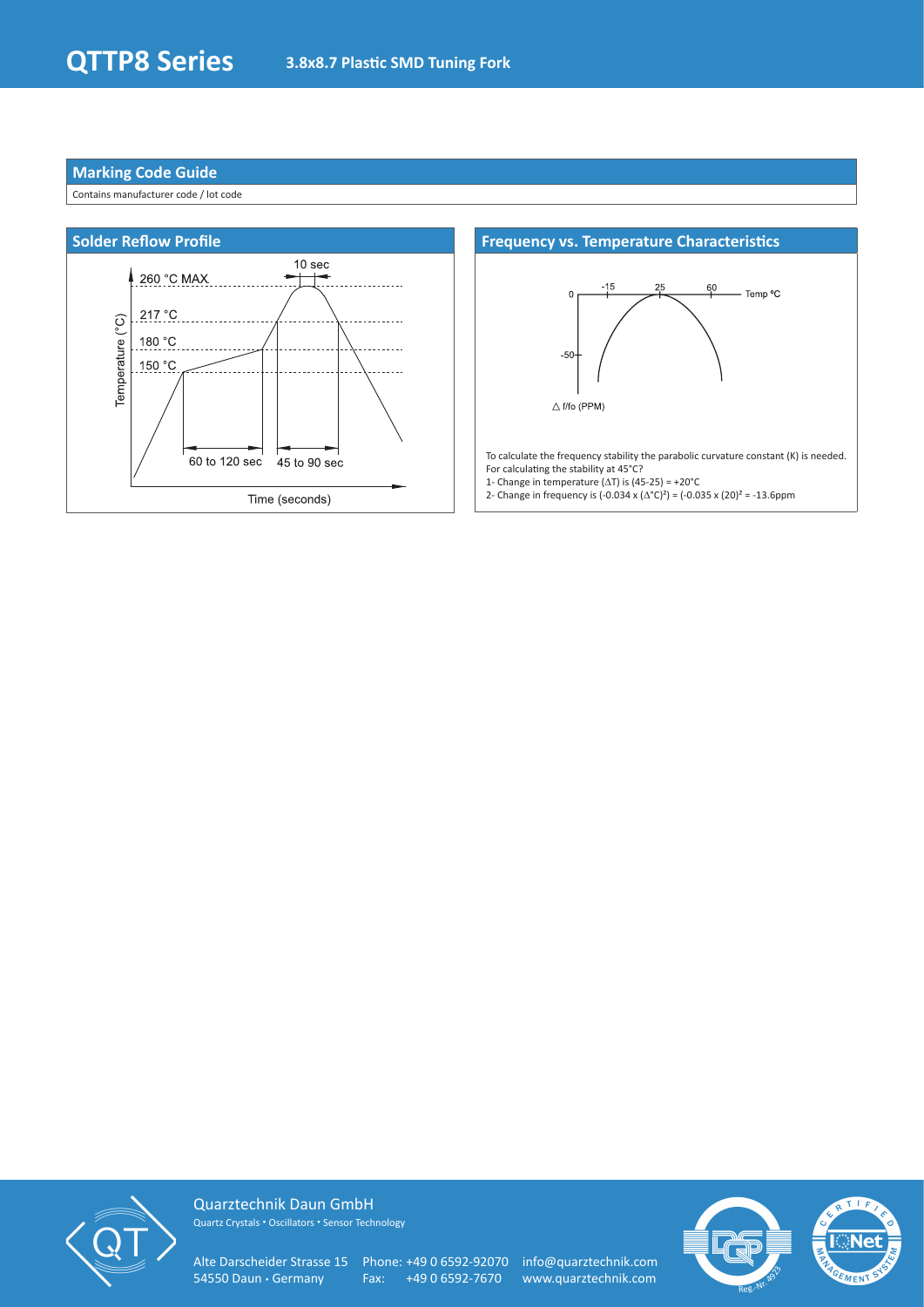## Marking Code Guide

Contains manufacturer code / lot code

## Solder Reflow Profile

10 sec

260 °C MAX

217 °C

180 °C

150 °C

Temperature (°C)

60 to 120 sec

45 to 90 sec

Time (seconds)

## Frequency vs. Temperature Characteristics

0

-15

25

60

Temp °C

-50

△ f/fo (PPM)

To calculate the frequency stability the parabolic curvature constant (K) is needed.
For calculating the stability at 45°C?

1- Change in temperature ($\Delta T$) is (45-25) = +20°C

2- Change in frequency is ($-0.034 \times (\Delta°C)^2$) = ($-0.035 \times (20)^2$ = -13.6ppm